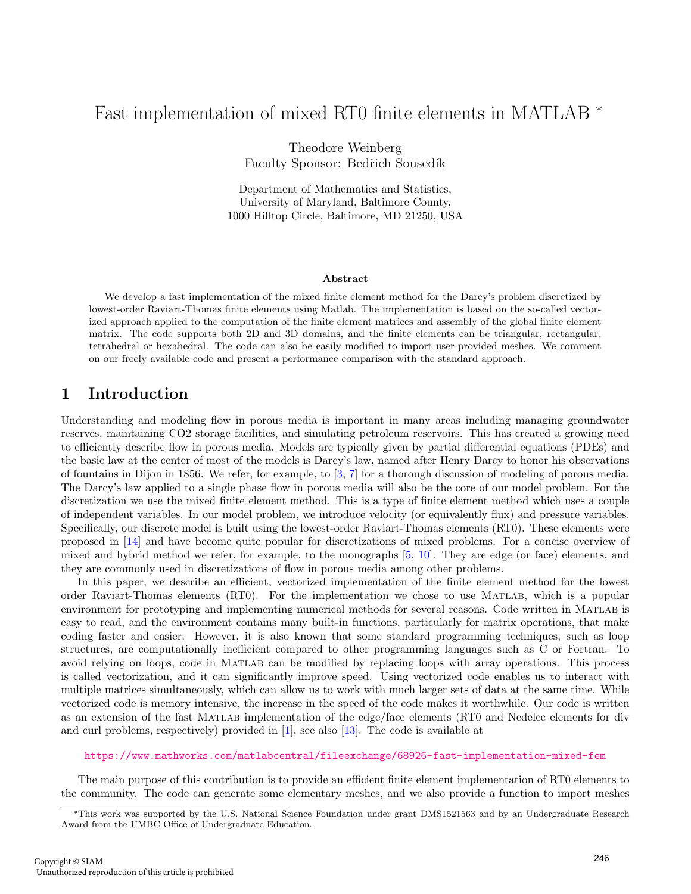# Fast implementation of mixed RT0 finite elements in MATLAB *

Theodore Weinberg
Faculty Sponsor: Bedřich Sousedík

Department of Mathematics and Statistics,
University of Maryland, Baltimore County,
1000 Hilltop Circle, Baltimore, MD 21250, USA

### Abstract

We develop a fast implementation of the mixed finite element method for the Darcy's problem discretized by lowest-order Raviart-Thomas finite elements using Matlab. The implementation is based on the so-called vectorized approach applied to the computation of the finite element matrices and assembly of the global finite element matrix. The code supports both 2D and 3D domains, and the finite elements can be triangular, rectangular, tetrahedral or hexahedral. The code can also be easily modified to import user-provided meshes. We comment on our freely available code and present a performance comparison with the standard approach.

## 1 Introduction

Understanding and modeling flow in porous media is important in many areas including managing groundwater reserves, maintaining CO2 storage facilities, and simulating petroleum reservoirs. This has created a growing need to efficiently describe flow in porous media. Models are typically given by partial differential equations (PDEs) and the basic law at the center of most of the models is Darcy's law, named after Henry Darcy to honor his observations of fountains in Dijon in 1856. We refer, for example, to [3, 7] for a thorough discussion of modeling of porous media. The Darcy's law applied to a single phase flow in porous media will also be the core of our model problem. For the discretization we use the mixed finite element method. This is a type of finite element method which uses a couple of independent variables. In our model problem, we introduce velocity (or equivalently flux) and pressure variables. Specifically, our discrete model is built using the lowest-order Raviart-Thomas elements (RT0). These elements were proposed in [14] and have become quite popular for discretizations of mixed problems. For a concise overview of mixed and hybrid method we refer, for example, to the monographs [5, 10]. They are edge (or face) elements, and they are commonly used in discretizations of flow in porous media among other problems.

In this paper, we describe an efficient, vectorized implementation of the finite element method for the lowest order Raviart-Thomas elements (RT0). For the implementation we chose to use MATLAB, which is a popular environment for prototyping and implementing numerical methods for several reasons. Code written in MATLAB is easy to read, and the environment contains many built-in functions, particularly for matrix operations, that make coding faster and easier. However, it is also known that some standard programming techniques, such as loop structures, are computationally inefficient compared to other programming languages such as C or Fortran. To avoid relying on loops, code in MATLAB can be modified by replacing loops with array operations. This process is called vectorization, and it can significantly improve speed. Using vectorized code enables us to interact with multiple matrices simultaneously, which can allow us to work with much larger sets of data at the same time. While vectorized code is memory intensive, the increase in the speed of the code makes it worthwhile. Our code is written as an extension of the fast MATLAB implementation of the edge/face elements (RT0 and Nedelec elements for div and curl problems, respectively) provided in [1], see also [13]. The code is available at

https://www.mathworks.com/matlabcentral/fileexchange/68926-fast-implementation-mixed-fem

The main purpose of this contribution is to provide an efficient finite element implementation of RT0 elements to the community. The code can generate some elementary meshes, and we also provide a function to import meshes

*This work was supported by the U.S. National Science Foundation under grant DMS1521563 and by an Undergraduate Research Award from the UMBC Office of Undergraduate Education.

Copyright © SIAM
Unauthorized reproduction of this article is prohibited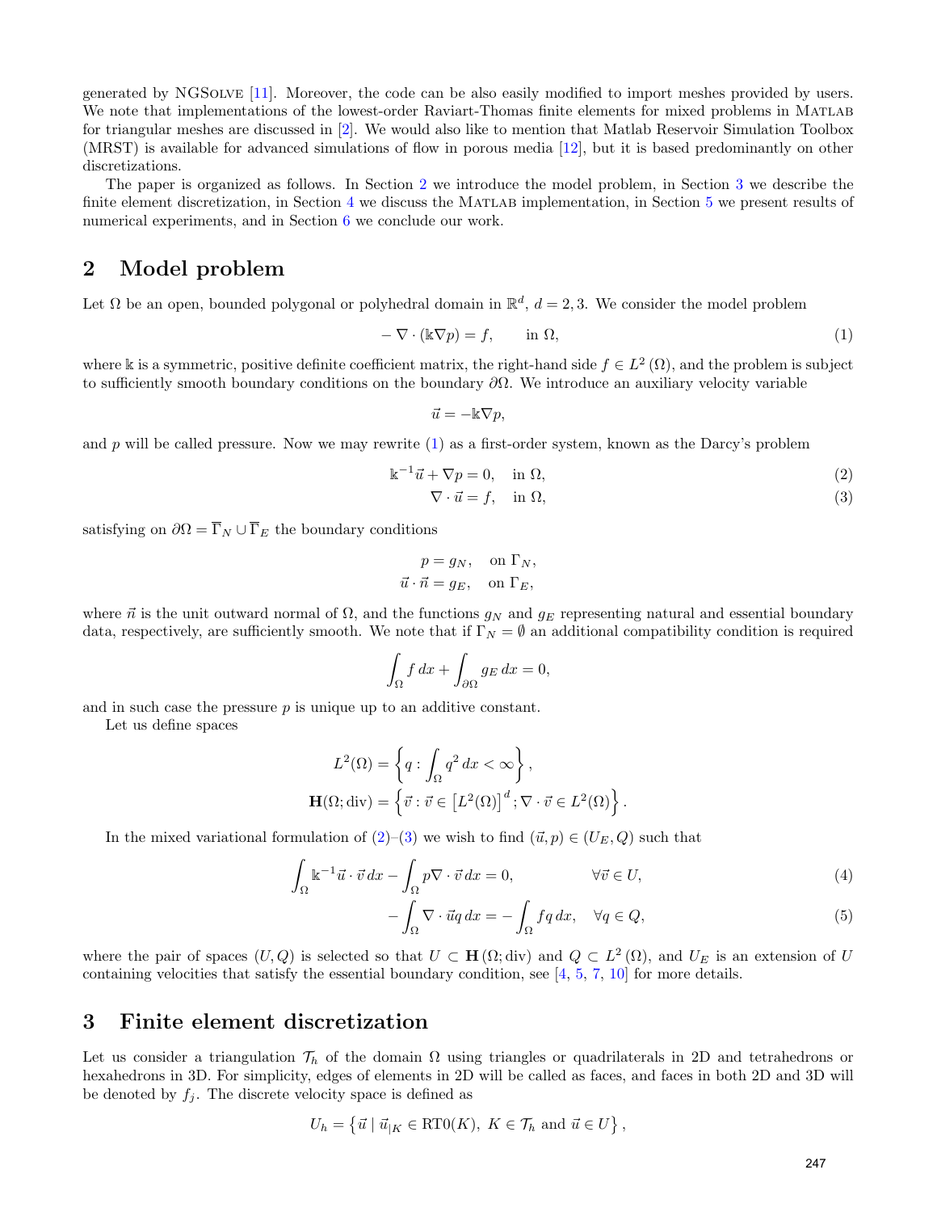generated by NGSolve [11]. Moreover, the code can be also easily modified to import meshes provided by users. We note that implementations of the lowest-order Raviart-Thomas finite elements for mixed problems in Matlab for triangular meshes are discussed in [2]. We would also like to mention that Matlab Reservoir Simulation Toolbox (MRST) is available for advanced simulations of flow in porous media [12], but it is based predominantly on other discretizations.

The paper is organized as follows. In Section 2 we introduce the model problem, in Section 3 we describe the finite element discretization, in Section 4 we discuss the Matlab implementation, in Section 5 we present results of numerical experiments, and in Section 6 we conclude our work.

## 2 Model problem

Let $\Omega$ be an open, bounded polygonal or polyhedral domain in $\mathbb{R}^d$, $d = 2, 3$. We consider the model problem

$$-\nabla \cdot (\mathbb{k} \nabla p) = f, \qquad \text{in } \Omega, \tag{1}$$

where $\mathbb{k}$ is a symmetric, positive definite coefficient matrix, the right-hand side $f \in L^2(\Omega)$, and the problem is subject to sufficiently smooth boundary conditions on the boundary $\partial\Omega$. We introduce an auxiliary velocity variable

$$\vec{u} = -\mathbb{k}\nabla p,$$

and $p$ will be called pressure. Now we may rewrite (1) as a first-order system, known as the Darcy's problem

$$\mathbb{k}^{-1}\vec{u} + \nabla p = 0, \quad \text{in } \Omega, \tag{2}$$

$$\nabla \cdot \vec{u} = f, \quad \text{in } \Omega, \tag{3}$$

satisfying on $\partial\Omega = \overline{\Gamma}_N \cup \overline{\Gamma}_E$ the boundary conditions

$$p = g_N, \quad \text{on } \Gamma_N,$$

$$\vec{u} \cdot \vec{n} = g_E, \quad \text{on } \Gamma_E,$$

where $\vec{n}$ is the unit outward normal of $\Omega$, and the functions $g_N$ and $g_E$ representing natural and essential boundary data, respectively, are sufficiently smooth. We note that if $\Gamma_N = \emptyset$ an additional compatibility condition is required

$$\int_\Omega f \, dx + \int_{\partial\Omega} g_E \, dx = 0,$$

and in such case the pressure $p$ is unique up to an additive constant.

Let us define spaces

$$L^2(\Omega) = \left\{ q : \int_\Omega q^2 \, dx < \infty \right\},$$

$$\mathbf{H}(\Omega; \text{div}) = \left\{ \vec{v} : \vec{v} \in \left[L^2(\Omega)\right]^d ; \nabla \cdot \vec{v} \in L^2(\Omega) \right\}.$$

In the mixed variational formulation of (2)–(3) we wish to find $(\vec{u}, p) \in (U_E, Q)$ such that

$$\int_\Omega \mathbb{k}^{-1}\vec{u} \cdot \vec{v} \, dx - \int_\Omega p \nabla \cdot \vec{v} \, dx = 0, \qquad \forall \vec{v} \in U, \tag{4}$$

$$-\int_\Omega \nabla \cdot \vec{u} q \, dx = -\int_\Omega f q \, dx, \quad \forall q \in Q, \tag{5}$$

where the pair of spaces $(U, Q)$ is selected so that $U \subset \mathbf{H}(\Omega; \text{div})$ and $Q \subset L^2(\Omega)$, and $U_E$ is an extension of $U$ containing velocities that satisfy the essential boundary condition, see [4, 5, 7, 10] for more details.

## 3 Finite element discretization

Let us consider a triangulation $\mathcal{T}_h$ of the domain $\Omega$ using triangles or quadrilaterals in 2D and tetrahedrons or hexahedrons in 3D. For simplicity, edges of elements in 2D will be called as faces, and faces in both 2D and 3D will be denoted by $f_j$. The discrete velocity space is defined as

$$U_h = \left\{ \vec{u} \mid \vec{u}_{|K} \in \text{RT0}(K), \ K \in \mathcal{T}_h \text{ and } \vec{u} \in U \right\},$$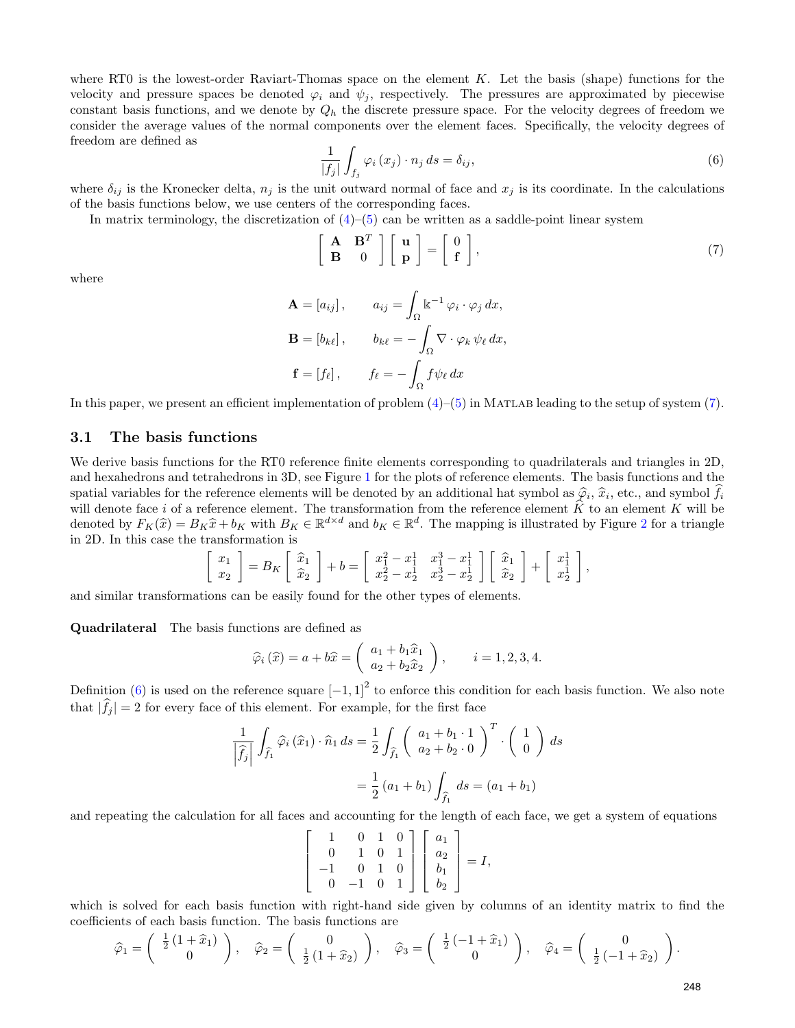where RT0 is the lowest-order Raviart-Thomas space on the element $K$. Let the basis (shape) functions for the velocity and pressure spaces be denoted $\varphi_i$ and $\psi_j$, respectively. The pressures are approximated by piecewise constant basis functions, and we denote by $Q_h$ the discrete pressure space. For the velocity degrees of freedom we consider the average values of the normal components over the element faces. Specifically, the velocity degrees of freedom are defined as

$$\frac{1}{|f_j|}\int_{f_j} \varphi_i\left(x_j\right) \cdot n_j \, ds = \delta_{ij}, \tag{6}$$

where $\delta_{ij}$ is the Kronecker delta, $n_j$ is the unit outward normal of face and $x_j$ is its coordinate. In the calculations of the basis functions below, we use centers of the corresponding faces.

In matrix terminology, the discretization of (4)–(5) can be written as a saddle-point linear system

$$\begin{bmatrix} \mathbf{A} & \mathbf{B}^T \\ \mathbf{B} & 0 \end{bmatrix} \begin{bmatrix} \mathbf{u} \\ \mathbf{p} \end{bmatrix} = \begin{bmatrix} 0 \\ \mathbf{f} \end{bmatrix}, \tag{7}$$

where

$$\begin{aligned}
\mathbf{A} &= \left[a_{ij}\right], & a_{ij} &= \int_\Omega \mathbb{k}^{-1}\, \varphi_i \cdot \varphi_j \, dx, \\
\mathbf{B} &= \left[b_{k\ell}\right], & b_{k\ell} &= -\int_\Omega \nabla \cdot \varphi_k \, \psi_\ell \, dx, \\
\mathbf{f} &= \left[f_\ell\right], & f_\ell &= -\int_\Omega f \psi_\ell \, dx
\end{aligned}$$

In this paper, we present an efficient implementation of problem (4)–(5) in MATLAB leading to the setup of system (7).

## 3.1 The basis functions

We derive basis functions for the RT0 reference finite elements corresponding to quadrilaterals and triangles in 2D, and hexahedrons and tetrahedrons in 3D, see Figure 1 for the plots of reference elements. The basis functions and the spatial variables for the reference elements will be denoted by an additional hat symbol as $\widehat{\varphi}_i$, $\widehat{x}_i$, etc., and symbol $\widehat{f}_i$ will denote face $i$ of a reference element. The transformation from the reference element $\widehat{K}$ to an element $K$ will be denoted by $F_K(\widehat{x}) = B_K\widehat{x} + b_K$ with $B_K \in \mathbb{R}^{d\times d}$ and $b_K \in \mathbb{R}^d$. The mapping is illustrated by Figure 2 for a triangle in 2D. In this case the transformation is

$$\begin{bmatrix} x_1 \\ x_2 \end{bmatrix} = B_K \begin{bmatrix} \widehat{x}_1 \\ \widehat{x}_2 \end{bmatrix} + b = \begin{bmatrix} x_1^2 - x_1^1 & x_1^3 - x_1^1 \\ x_2^2 - x_2^1 & x_2^3 - x_2^1 \end{bmatrix} \begin{bmatrix} \widehat{x}_1 \\ \widehat{x}_2 \end{bmatrix} + \begin{bmatrix} x_1^1 \\ x_2^1 \end{bmatrix},$$

and similar transformations can be easily found for the other types of elements.

**Quadrilateral** The basis functions are defined as

$$\widehat{\varphi}_i\left(\widehat{x}\right) = a + b\widehat{x} = \begin{pmatrix} a_1 + b_1\widehat{x}_1 \\ a_2 + b_2\widehat{x}_2 \end{pmatrix}, \qquad i = 1, 2, 3, 4.$$

Definition (6) is used on the reference square $[-1,1]^2$ to enforce this condition for each basis function. We also note that $|\widehat{f}_j| = 2$ for every face of this element. For example, for the first face

$$\begin{aligned}
\frac{1}{\left|\widehat{f}_j\right|}\int_{\widehat{f}_1} \widehat{\varphi}_i\left(\widehat{x}_1\right) \cdot \widehat{n}_1 \, ds &= \frac{1}{2}\int_{\widehat{f}_1} \begin{pmatrix} a_1 + b_1 \cdot 1 \\ a_2 + b_2 \cdot 0 \end{pmatrix}^T \cdot \begin{pmatrix} 1 \\ 0 \end{pmatrix} ds \\
&= \frac{1}{2}\left(a_1 + b_1\right)\int_{\widehat{f}_1} ds = \left(a_1 + b_1\right)
\end{aligned}$$

and repeating the calculation for all faces and accounting for the length of each face, we get a system of equations

$$\begin{bmatrix} 1 & 0 & 1 & 0 \\ 0 & 1 & 0 & 1 \\ -1 & 0 & 1 & 0 \\ 0 & -1 & 0 & 1 \end{bmatrix} \begin{bmatrix} a_1 \\ a_2 \\ b_1 \\ b_2 \end{bmatrix} = I,$$

which is solved for each basis function with right-hand side given by columns of an identity matrix to find the coefficients of each basis function. The basis functions are

$$\widehat{\varphi}_1 = \begin{pmatrix} \frac{1}{2}\left(1 + \widehat{x}_1\right) \\ 0 \end{pmatrix}, \quad \widehat{\varphi}_2 = \begin{pmatrix} 0 \\ \frac{1}{2}\left(1 + \widehat{x}_2\right) \end{pmatrix}, \quad \widehat{\varphi}_3 = \begin{pmatrix} \frac{1}{2}\left(-1 + \widehat{x}_1\right) \\ 0 \end{pmatrix}, \quad \widehat{\varphi}_4 = \begin{pmatrix} 0 \\ \frac{1}{2}\left(-1 + \widehat{x}_2\right) \end{pmatrix}.$$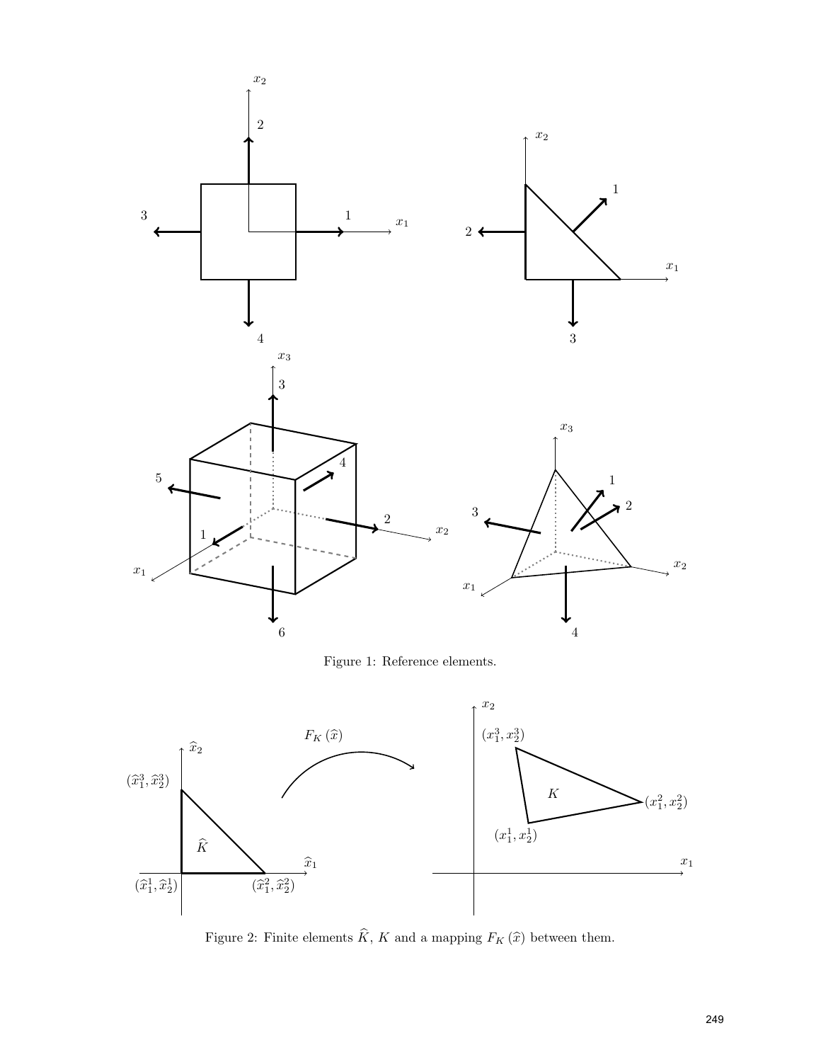Figure 1: Reference elements.

Figure 2: Finite elements $\widehat{K}$, $K$ and a mapping $F_K(\widehat{x})$ between them.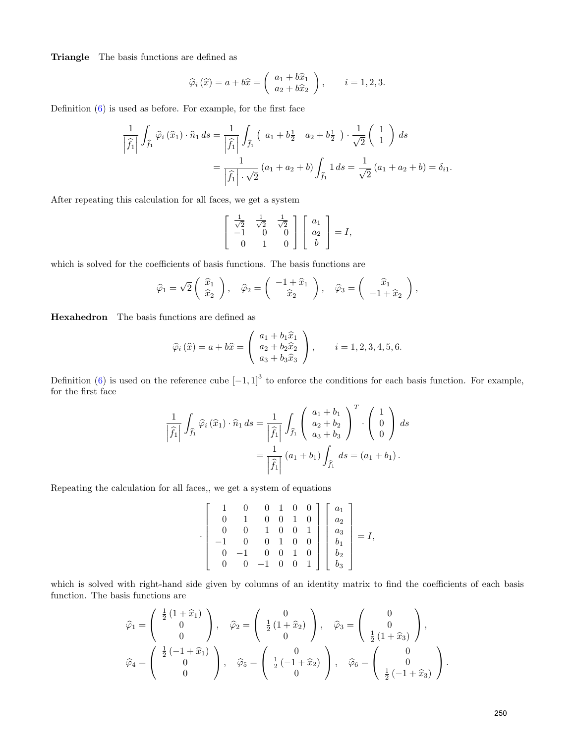**Triangle** The basis functions are defined as

$$\widehat{\varphi}_i\left(\widehat{x}\right) = a + b\widehat{x} = \left(\begin{array}{c} a_1 + b\widehat{x}_1 \\ a_2 + b\widehat{x}_2 \end{array}\right), \qquad i = 1,2,3.$$

Definition (6) is used as before. For example, for the first face

$$\begin{aligned}
\frac{1}{\left|\widehat{f}_1\right|}\int_{\widehat{f}_1} \widehat{\varphi}_i\left(\widehat{x}_1\right)\cdot \widehat{n}_1\, ds &= \frac{1}{\left|\widehat{f}_1\right|}\int_{\widehat{f}_1} \left(\begin{array}{cc} a_1 + b\frac{1}{2} & a_2 + b\frac{1}{2} \end{array}\right)\cdot \frac{1}{\sqrt{2}}\left(\begin{array}{c} 1 \\ 1 \end{array}\right) ds \\
&= \frac{1}{\left|\widehat{f}_1\right|\cdot\sqrt{2}}\left(a_1 + a_2 + b\right)\int_{\widehat{f}_1} 1\, ds = \frac{1}{\sqrt{2}}\left(a_1 + a_2 + b\right) = \delta_{i1}.
\end{aligned}$$

After repeating this calculation for all faces, we get a system

$$\left[\begin{array}{ccc} \frac{1}{\sqrt{2}} & \frac{1}{\sqrt{2}} & \frac{1}{\sqrt{2}} \\ -1 & 0 & 0 \\ 0 & 1 & 0 \end{array}\right]\left[\begin{array}{c} a_1 \\ a_2 \\ b \end{array}\right] = I,$$

which is solved for the coefficients of basis functions. The basis functions are

$$\widehat{\varphi}_1 = \sqrt{2}\left(\begin{array}{c} \widehat{x}_1 \\ \widehat{x}_2 \end{array}\right), \quad \widehat{\varphi}_2 = \left(\begin{array}{c} -1 + \widehat{x}_1 \\ \widehat{x}_2 \end{array}\right), \quad \widehat{\varphi}_3 = \left(\begin{array}{c} \widehat{x}_1 \\ -1 + \widehat{x}_2 \end{array}\right),$$

**Hexahedron** The basis functions are defined as

$$\widehat{\varphi}_i\left(\widehat{x}\right) = a + b\widehat{x} = \left(\begin{array}{c} a_1 + b_1\widehat{x}_1 \\ a_2 + b_2\widehat{x}_2 \\ a_3 + b_3\widehat{x}_3 \end{array}\right), \qquad i = 1,2,3,4,5,6.$$

Definition (6) is used on the reference cube $[-1,1]^3$ to enforce the conditions for each basis function. For example, for the first face

$$\begin{aligned}
\frac{1}{\left|\widehat{f}_1\right|}\int_{\widehat{f}_1} \widehat{\varphi}_i\left(\widehat{x}_1\right)\cdot \widehat{n}_1\, ds &= \frac{1}{\left|\widehat{f}_1\right|}\int_{\widehat{f}_1} \left(\begin{array}{c} a_1 + b_1 \\ a_2 + b_2 \\ a_3 + b_3 \end{array}\right)^T \cdot \left(\begin{array}{c} 1 \\ 0 \\ 0 \end{array}\right) ds \\
&= \frac{1}{\left|\widehat{f}_1\right|}\left(a_1 + b_1\right)\int_{\widehat{f}_1} ds = \left(a_1 + b_1\right).
\end{aligned}$$

Repeating the calculation for all faces,, we get a system of equations

$$\cdot\left[\begin{array}{cccccc} 1 & 0 & 0 & 1 & 0 & 0 \\ 0 & 1 & 0 & 0 & 1 & 0 \\ 0 & 0 & 1 & 0 & 0 & 1 \\ -1 & 0 & 0 & 1 & 0 & 0 \\ 0 & -1 & 0 & 0 & 1 & 0 \\ 0 & 0 & -1 & 0 & 0 & 1 \end{array}\right]\left[\begin{array}{c} a_1 \\ a_2 \\ a_3 \\ b_1 \\ b_2 \\ b_3 \end{array}\right] = I,$$

which is solved with right-hand side given by columns of an identity matrix to find the coefficients of each basis function. The basis functions are

$$\widehat{\varphi}_1 = \left(\begin{array}{c} \frac{1}{2}\left(1 + \widehat{x}_1\right) \\ 0 \\ 0 \end{array}\right), \quad \widehat{\varphi}_2 = \left(\begin{array}{c} 0 \\ \frac{1}{2}\left(1 + \widehat{x}_2\right) \\ 0 \end{array}\right), \quad \widehat{\varphi}_3 = \left(\begin{array}{c} 0 \\ 0 \\ \frac{1}{2}\left(1 + \widehat{x}_3\right) \end{array}\right),$$

$$\widehat{\varphi}_4 = \left(\begin{array}{c} \frac{1}{2}\left(-1 + \widehat{x}_1\right) \\ 0 \\ 0 \end{array}\right), \quad \widehat{\varphi}_5 = \left(\begin{array}{c} 0 \\ \frac{1}{2}\left(-1 + \widehat{x}_2\right) \\ 0 \end{array}\right), \quad \widehat{\varphi}_6 = \left(\begin{array}{c} 0 \\ 0 \\ \frac{1}{2}\left(-1 + \widehat{x}_3\right) \end{array}\right).$$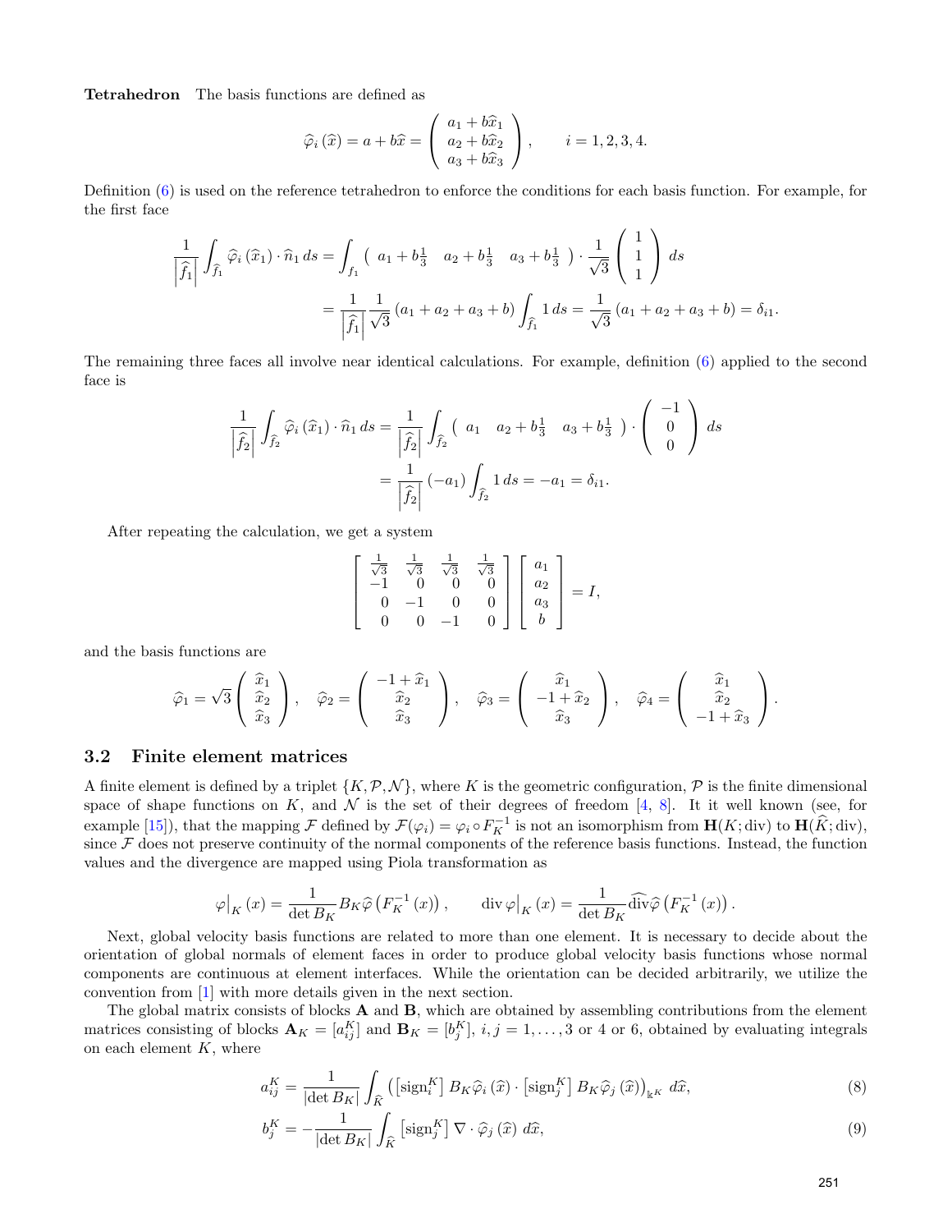**Tetrahedron** The basis functions are defined as

$$\widehat{\varphi}_i(\widehat{x}) = a + b\widehat{x} = \begin{pmatrix} a_1 + b\widehat{x}_1 \\ a_2 + b\widehat{x}_2 \\ a_3 + b\widehat{x}_3 \end{pmatrix}, \qquad i = 1, 2, 3, 4.$$

Definition (6) is used on the reference tetrahedron to enforce the conditions for each basis function. For example, for the first face

$$\begin{aligned}
\frac{1}{\left|\widehat{f}_1\right|} \int_{\widehat{f}_1} \widehat{\varphi}_i(\widehat{x}_1) \cdot \widehat{n}_1 \, ds &= \int_{f_1} \begin{pmatrix} a_1 + b\frac{1}{3} & a_2 + b\frac{1}{3} & a_3 + b\frac{1}{3} \end{pmatrix} \cdot \frac{1}{\sqrt{3}} \begin{pmatrix} 1 \\ 1 \\ 1 \end{pmatrix} ds \\
&= \frac{1}{\left|\widehat{f}_1\right|} \frac{1}{\sqrt{3}} (a_1 + a_2 + a_3 + b) \int_{\widehat{f}_1} 1 \, ds = \frac{1}{\sqrt{3}} (a_1 + a_2 + a_3 + b) = \delta_{i1}.
\end{aligned}$$

The remaining three faces all involve near identical calculations. For example, definition (6) applied to the second face is

$$\begin{aligned}
\frac{1}{\left|\widehat{f}_2\right|} \int_{\widehat{f}_2} \widehat{\varphi}_i(\widehat{x}_1) \cdot \widehat{n}_1 \, ds &= \frac{1}{\left|\widehat{f}_2\right|} \int_{\widehat{f}_2} \begin{pmatrix} a_1 & a_2 + b\frac{1}{3} & a_3 + b\frac{1}{3} \end{pmatrix} \cdot \begin{pmatrix} -1 \\ 0 \\ 0 \end{pmatrix} ds \\
&= \frac{1}{\left|\widehat{f}_2\right|} (-a_1) \int_{\widehat{f}_2} 1 \, ds = -a_1 = \delta_{i1}.
\end{aligned}$$

After repeating the calculation, we get a system

$$\begin{bmatrix} \frac{1}{\sqrt{3}} & \frac{1}{\sqrt{3}} & \frac{1}{\sqrt{3}} & \frac{1}{\sqrt{3}} \\ -1 & 0 & 0 & 0 \\ 0 & -1 & 0 & 0 \\ 0 & 0 & -1 & 0 \end{bmatrix} \begin{bmatrix} a_1 \\ a_2 \\ a_3 \\ b \end{bmatrix} = I,$$

and the basis functions are

$$\widehat{\varphi}_1 = \sqrt{3} \begin{pmatrix} \widehat{x}_1 \\ \widehat{x}_2 \\ \widehat{x}_3 \end{pmatrix}, \quad \widehat{\varphi}_2 = \begin{pmatrix} -1 + \widehat{x}_1 \\ \widehat{x}_2 \\ \widehat{x}_3 \end{pmatrix}, \quad \widehat{\varphi}_3 = \begin{pmatrix} \widehat{x}_1 \\ -1 + \widehat{x}_2 \\ \widehat{x}_3 \end{pmatrix}, \quad \widehat{\varphi}_4 = \begin{pmatrix} \widehat{x}_1 \\ \widehat{x}_2 \\ -1 + \widehat{x}_3 \end{pmatrix}.$$

### 3.2 Finite element matrices

A finite element is defined by a triplet $\{K, \mathcal{P}, \mathcal{N}\}$, where $K$ is the geometric configuration, $\mathcal{P}$ is the finite dimensional space of shape functions on $K$, and $\mathcal{N}$ is the set of their degrees of freedom [4, 8]. It it well known (see, for example [15]), that the mapping $\mathcal{F}$ defined by $\mathcal{F}(\varphi_i) = \varphi_i \circ F_K^{-1}$ is not an isomorphism from $\mathbf{H}(K; \operatorname{div})$ to $\mathbf{H}(\widehat{K}; \operatorname{div})$, since $\mathcal{F}$ does not preserve continuity of the normal components of the reference basis functions. Instead, the function values and the divergence are mapped using Piola transformation as

$$\varphi\big|_K(x) = \frac{1}{\det B_K} B_K \widehat{\varphi}\left(F_K^{-1}(x)\right), \qquad \operatorname{div} \varphi\big|_K(x) = \frac{1}{\det B_K} \widehat{\operatorname{div}} \widehat{\varphi}\left(F_K^{-1}(x)\right).$$

Next, global velocity basis functions are related to more than one element. It is necessary to decide about the orientation of global normals of element faces in order to produce global velocity basis functions whose normal components are continuous at element interfaces. While the orientation can be decided arbitrarily, we utilize the convention from [1] with more details given in the next section.

The global matrix consists of blocks $\mathbf{A}$ and $\mathbf{B}$, which are obtained by assembling contributions from the element matrices consisting of blocks $\mathbf{A}_K = [a_{ij}^K]$ and $\mathbf{B}_K = [b_j^K]$, $i, j = 1, \ldots, 3$ or 4 or 6, obtained by evaluating integrals on each element $K$, where

$$a_{ij}^K = \frac{1}{|\det B_K|} \int_{\widehat{K}} \left( \left[\operatorname{sign}_i^K\right] B_K \widehat{\varphi}_i(\widehat{x}) \cdot \left[\operatorname{sign}_j^K\right] B_K \widehat{\varphi}_j(\widehat{x}) \right)_{\Bbbk^K} d\widehat{x}, \tag{8}$$

$$b_j^K = -\frac{1}{|\det B_K|} \int_{\widehat{K}} \left[\operatorname{sign}_j^K\right] \nabla \cdot \widehat{\varphi}_j(\widehat{x}) \, d\widehat{x}, \tag{9}$$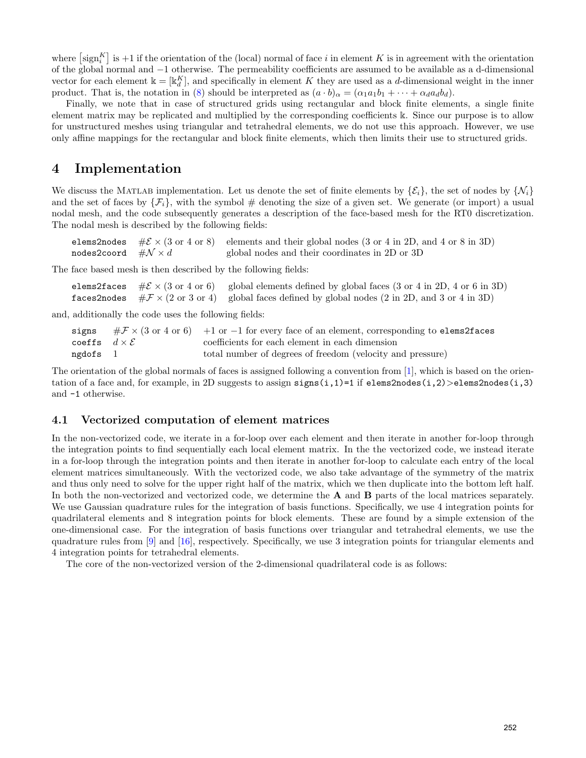where $\left[\text{sign}_i^K\right]$ is $+1$ if the orientation of the (local) normal of face $i$ in element $K$ is in agreement with the orientation of the global normal and $-1$ otherwise. The permeability coefficients are assumed to be available as a d-dimensional vector for each element $\mathbb{k} = [\mathbb{k}_d^K]$, and specifically in element $K$ they are used as a $d$-dimensional weight in the inner product. That is, the notation in (8) should be interpreted as $(a \cdot b)_\alpha = (\alpha_1 a_1 b_1 + \cdots + \alpha_d a_d b_d)$.

Finally, we note that in case of structured grids using rectangular and block finite elements, a single finite element matrix may be replicated and multiplied by the corresponding coefficients $\mathbb{k}$. Since our purpose is to allow for unstructured meshes using triangular and tetrahedral elements, we do not use this approach. However, we use only affine mappings for the rectangular and block finite elements, which then limits their use to structured grids.

# 4 Implementation

We discuss the MATLAB implementation. Let us denote the set of finite elements by $\{\mathcal{E}_i\}$, the set of nodes by $\{\mathcal{N}_i\}$ and the set of faces by $\{\mathcal{F}_i\}$, with the symbol $\#$ denoting the size of a given set. We generate (or import) a usual nodal mesh, and the code subsequently generates a description of the face-based mesh for the RT0 discretization. The nodal mesh is described by the following fields:

| | | |
|---|---|---|
| `elems2nodes` | $\#\mathcal{E} \times (3 \text{ or } 4 \text{ or } 8)$ | elements and their global nodes (3 or 4 in 2D, and 4 or 8 in 3D) |
| `nodes2coord` | $\#\mathcal{N} \times d$ | global nodes and their coordinates in 2D or 3D |

The face based mesh is then described by the following fields:

| | | |
|---|---|---|
| `elems2faces` | $\#\mathcal{E} \times (3 \text{ or } 4 \text{ or } 6)$ | global elements defined by global faces (3 or 4 in 2D, 4 or 6 in 3D) |
| `faces2nodes` | $\#\mathcal{F} \times (2 \text{ or } 3 \text{ or } 4)$ | global faces defined by global nodes (2 in 2D, and 3 or 4 in 3D) |

and, additionally the code uses the following fields:

| | | |
|---|---|---|
| `signs` | $\#\mathcal{F} \times (3 \text{ or } 4 \text{ or } 6)$ | $+1$ or $-1$ for every face of an element, corresponding to `elems2faces` |
| `coeffs` | $d \times \mathcal{E}$ | coefficients for each element in each dimension |
| `ngdofs` | 1 | total number of degrees of freedom (velocity and pressure) |

The orientation of the global normals of faces is assigned following a convention from [1], which is based on the orientation of a face and, for example, in 2D suggests to assign `signs(i,1)=1` if `elems2nodes(i,2)>elems2nodes(i,3)` and `-1` otherwise.

## 4.1 Vectorized computation of element matrices

In the non-vectorized code, we iterate in a for-loop over each element and then iterate in another for-loop through the integration points to find sequentially each local element matrix. In the the vectorized code, we instead iterate in a for-loop through the integration points and then iterate in another for-loop to calculate each entry of the local element matrices simultaneously. With the vectorized code, we also take advantage of the symmetry of the matrix and thus only need to solve for the upper right half of the matrix, which we then duplicate into the bottom left half. In both the non-vectorized and vectorized code, we determine the **A** and **B** parts of the local matrices separately. We use Gaussian quadrature rules for the integration of basis functions. Specifically, we use 4 integration points for quadrilateral elements and 8 integration points for block elements. These are found by a simple extension of the one-dimensional case. For the integration of basis functions over triangular and tetrahedral elements, we use the quadrature rules from [9] and [16], respectively. Specifically, we use 3 integration points for triangular elements and 4 integration points for tetrahedral elements.

The core of the non-vectorized version of the 2-dimensional quadrilateral code is as follows: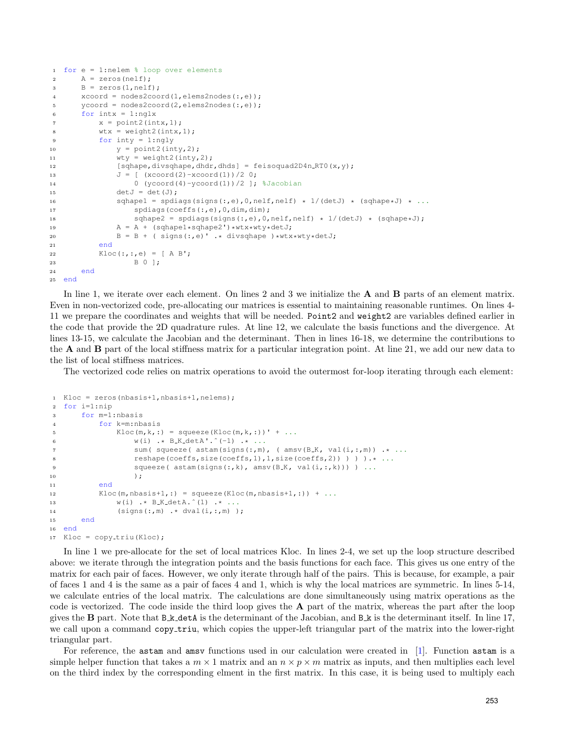```
for e = 1:nelem % loop over elements
    A = zeros(nelf);
    B = zeros(1,nelf);
    xcoord = nodes2coord(1,elems2nodes(:,e));
    ycoord = nodes2coord(2,elems2nodes(:,e));
    for intx = 1:nglx
        x = point2(intx,1);
        wtx = weight2(intx,1);
        for inty = 1:ngly
            y = point2(inty,2);
            wty = weight2(inty,2);
            [sqhape,divsqhape,dhdr,dhds] = feisoquad2D4n_RT0(x,y);
            J = [ (xcoord(2)-xcoord(1))/2 0;
                0 (ycoord(4)-ycoord(1))/2 ]; %Jacobian
            detJ = det(J);
            sqhape1 = spdiags(signs(:,e),0,nelf,nelf) * 1/(detJ) * (sqhape*J) * ...
                spdiags(coeffs(:,e),0,dim,dim);
                sqhape2 = spdiags(signs(:,e),0,nelf,nelf) * 1/(detJ) * (sqhape*J);
            A = A + (sqhape1*sqhape2')*wtx*wty*detJ;
            B = B + ( signs(:,e)' .* divsqhape )*wtx*wty*detJ;
        end
        Kloc(:,:,e) = [ A B';
                B 0 ];
    end
end
```

In line 1, we iterate over each element. On lines 2 and 3 we initialize the **A** and **B** parts of an element matrix. Even in non-vectorized code, pre-allocating our matrices is essential to maintaining reasonable runtimes. On lines 4-11 we prepare the coordinates and weights that will be needed. `Point2` and `weight2` are variables defined earlier in the code that provide the 2D quadrature rules. At line 12, we calculate the basis functions and the divergence. At lines 13-15, we calculate the Jacobian and the determinant. Then in lines 16-18, we determine the contributions to the **A** and **B** part of the local stiffness matrix for a particular integration point. At line 21, we add our new data to the list of local stiffness matrices.

The vectorized code relies on matrix operations to avoid the outermost for-loop iterating through each element:

```
Kloc = zeros(nbasis+1,nbasis+1,nelems);
for i=1:nip
    for m=1:nbasis
        for k=m:nbasis
            Kloc(m,k,:) = squeeze(Kloc(m,k,:))' + ...
                w(i) .* B_K_detA'.^(-1) .* ...
                sum( squeeze( astam(signs(:,m), ( amsv(B_K, val(i,:,m)) .* ...
                reshape(coeffs,size(coeffs,1),1,size(coeffs,2)) ) ) ).* ...
                squeeze( astam(signs(:,k), amsv(B_K, val(i,:,k))) ) ...
                );
        end
        Kloc(m,nbasis+1,:) = squeeze(Kloc(m,nbasis+1,:)) + ...
            w(i) .* B_K_detA.^(1) .* ...
            (signs(:,m) .* dval(i,:,m) );
    end
end
Kloc = copy_triu(Kloc);
```

In line 1 we pre-allocate for the set of local matrices Kloc. In lines 2-4, we set up the loop structure described above: we iterate through the integration points and the basis functions for each face. This gives us one entry of the matrix for each pair of faces. However, we only iterate through half of the pairs. This is because, for example, a pair of faces 1 and 4 is the same as a pair of faces 4 and 1, which is why the local matrices are symmetric. In lines 5-14, we calculate entries of the local matrix. The calculations are done simultaneously using matrix operations as the code is vectorized. The code inside the third loop gives the **A** part of the matrix, whereas the part after the loop gives the **B** part. Note that `B_k_detA` is the determinant of the Jacobian, and `B_k` is the determinant itself. In line 17, we call upon a command `copy_triu`, which copies the upper-left triangular part of the matrix into the lower-right triangular part.

For reference, the `astam` and `amsv` functions used in our calculation were created in [1]. Function `astam` is a simple helper function that takes a $m \times 1$ matrix and an $n \times p \times m$ matrix as inputs, and then multiplies each level on the third index by the corresponding elment in the first matrix. In this case, it is being used to multiply each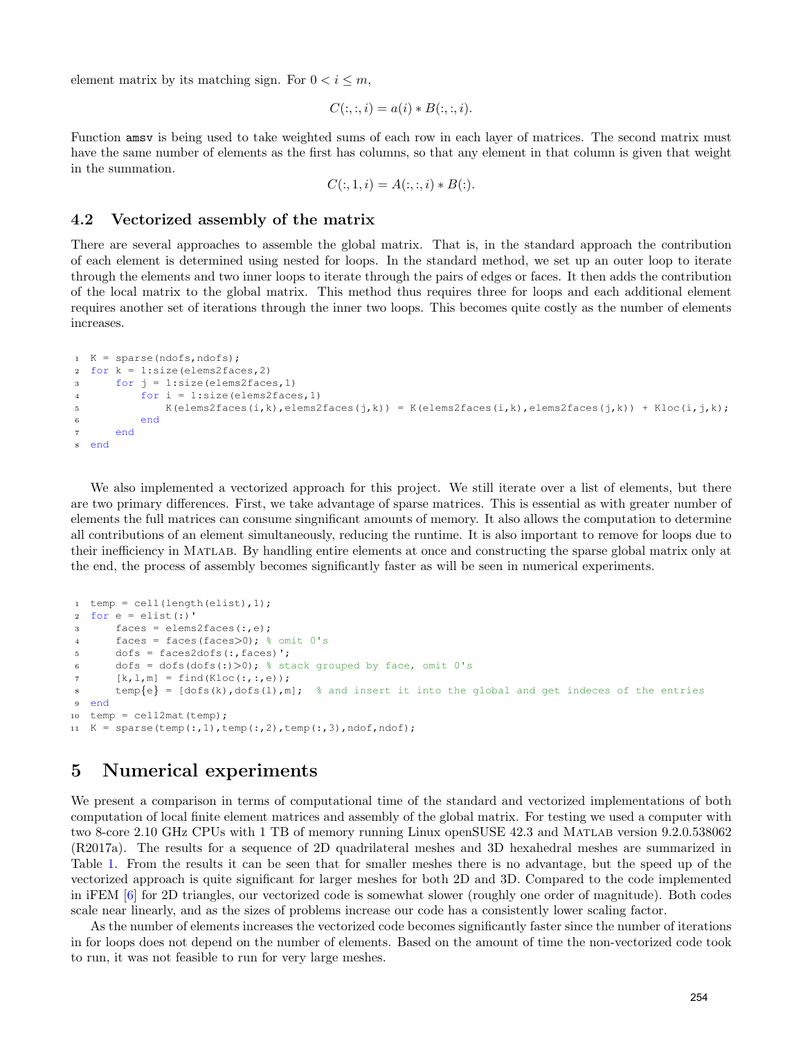element matrix by its matching sign. For $0 < i \leq m$,

$$C(:,:,i) = a(i) * B(:,:,i).$$

Function `amsv` is being used to take weighted sums of each row in each layer of matrices. The second matrix must have the same number of elements as the first has columns, so that any element in that column is given that weight in the summation.

$$C(:,1,i) = A(:,:,i) * B(:).$$

### 4.2 Vectorized assembly of the matrix

There are several approaches to assemble the global matrix. That is, in the standard approach the contribution of each element is determined using nested for loops. In the standard method, we set up an outer loop to iterate through the elements and two inner loops to iterate through the pairs of edges or faces. It then adds the contribution of the local matrix to the global matrix. This method thus requires three for loops and each additional element requires another set of iterations through the inner two loops. This becomes quite costly as the number of elements increases.

```
K = sparse(ndofs,ndofs);
for k = 1:size(elems2faces,2)
    for j = 1:size(elems2faces,1)
        for i = 1:size(elems2faces,1)
            K(elems2faces(i,k),elems2faces(j,k)) = K(elems2faces(i,k),elems2faces(j,k)) + Kloc(i,j,k);
        end
    end
end
```

We also implemented a vectorized approach for this project. We still iterate over a list of elements, but there are two primary differences. First, we take advantage of sparse matrices. This is essential as with greater number of elements the full matrices can consume singnificant amounts of memory. It also allows the computation to determine all contributions of an element simultaneously, reducing the runtime. It is also important to remove for loops due to their inefficiency in Matlab. By handling entire elements at once and constructing the sparse global matrix only at the end, the process of assembly becomes significantly faster as will be seen in numerical experiments.

```
temp = cell(length(elist),1);
for e = elist(:)'
    faces = elems2faces(:,e);
    faces = faces(faces>0); % omit 0's
    dofs = faces2dofs(:,faces)';
    dofs = dofs(dofs(:)>0); % stack grouped by face, omit 0's
    [k,l,m] = find(Kloc(:,:,e));
    temp{e} = [dofs(k),dofs(l),m];  % and insert it into the global and get indeces of the entries
end
temp = cell2mat(temp);
K = sparse(temp(:,1),temp(:,2),temp(:,3),ndof,ndof);
```

## 5 Numerical experiments

We present a comparison in terms of computational time of the standard and vectorized implementations of both computation of local finite element matrices and assembly of the global matrix. For testing we used a computer with two 8-core 2.10 GHz CPUs with 1 TB of memory running Linux openSUSE 42.3 and Matlab version 9.2.0.538062 (R2017a). The results for a sequence of 2D quadrilateral meshes and 3D hexahedral meshes are summarized in Table 1. From the results it can be seen that for smaller meshes there is no advantage, but the speed up of the vectorized approach is quite significant for larger meshes for both 2D and 3D. Compared to the code implemented in iFEM [6] for 2D triangles, our vectorized code is somewhat slower (roughly one order of magnitude). Both codes scale near linearly, and as the sizes of problems increase our code has a consistently lower scaling factor.

As the number of elements increases the vectorized code becomes significantly faster since the number of iterations in for loops does not depend on the number of elements. Based on the amount of time the non-vectorized code took to run, it was not feasible to run for very large meshes.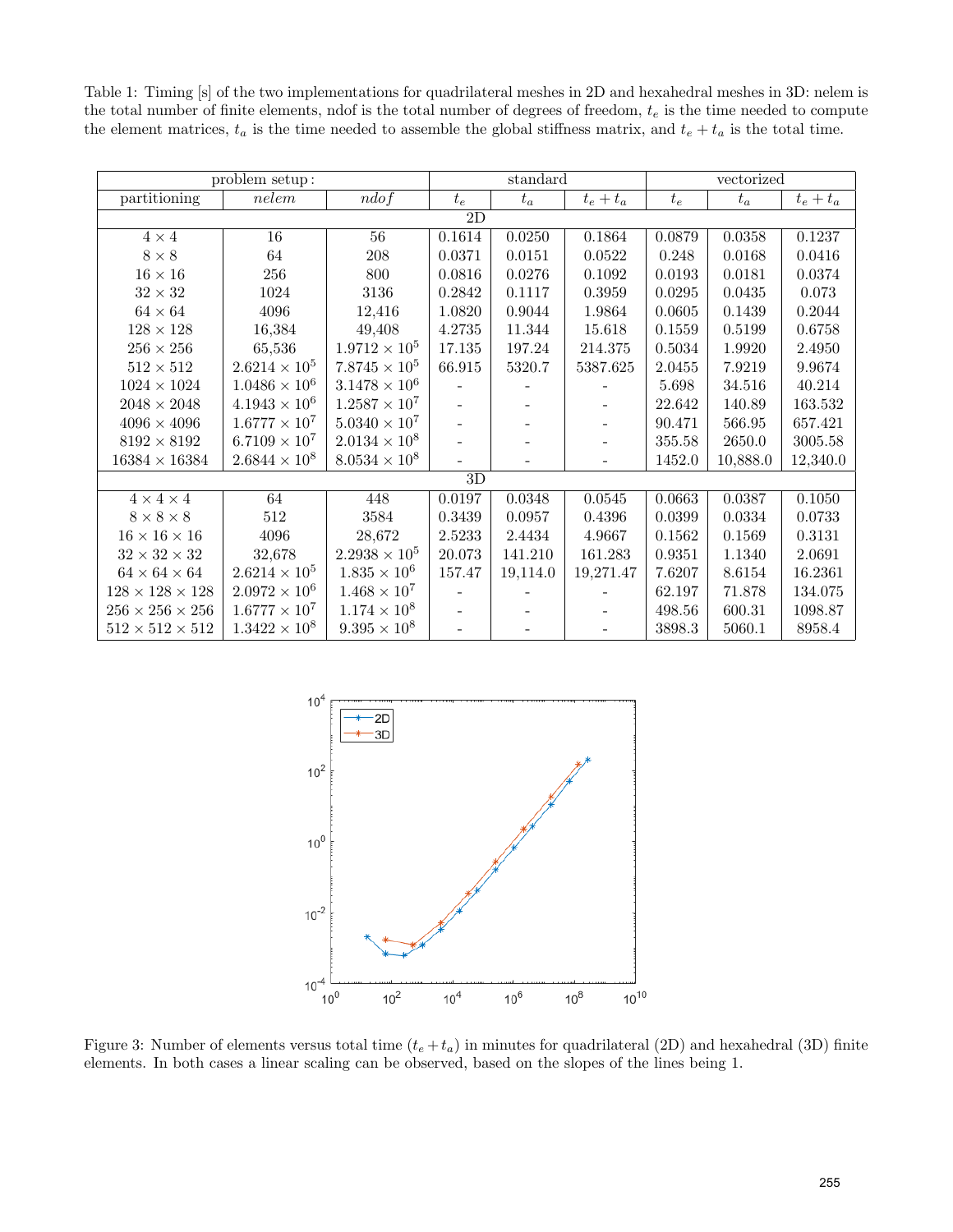Table 1: Timing [s] of the two implementations for quadrilateral meshes in 2D and hexahedral meshes in 3D: nelem is the total number of finite elements, ndof is the total number of degrees of freedom, $t_e$ is the time needed to compute the element matrices, $t_a$ is the time needed to assemble the global stiffness matrix, and $t_e + t_a$ is the total time.

| problem setup: | | | standard | | | vectorized | | |
|---|---|---|---|---|---|---|---|---|
| partitioning | *nelem* | *ndof* | $t_e$ | $t_a$ | $t_e + t_a$ | $t_e$ | $t_a$ | $t_e + t_a$ |
| 2D | | | | | | | | |
| $4 \times 4$ | 16 | 56 | 0.1614 | 0.0250 | 0.1864 | 0.0879 | 0.0358 | 0.1237 |
| $8 \times 8$ | 64 | 208 | 0.0371 | 0.0151 | 0.0522 | 0.248 | 0.0168 | 0.0416 |
| $16 \times 16$ | 256 | 800 | 0.0816 | 0.0276 | 0.1092 | 0.0193 | 0.0181 | 0.0374 |
| $32 \times 32$ | 1024 | 3136 | 0.2842 | 0.1117 | 0.3959 | 0.0295 | 0.0435 | 0.073 |
| $64 \times 64$ | 4096 | 12,416 | 1.0820 | 0.9044 | 1.9864 | 0.0605 | 0.1439 | 0.2044 |
| $128 \times 128$ | 16,384 | 49,408 | 4.2735 | 11.344 | 15.618 | 0.1559 | 0.5199 | 0.6758 |
| $256 \times 256$ | 65,536 | $1.9712 \times 10^5$ | 17.135 | 197.24 | 214.375 | 0.5034 | 1.9920 | 2.4950 |
| $512 \times 512$ | $2.6214 \times 10^5$ | $7.8745 \times 10^5$ | 66.915 | 5320.7 | 5387.625 | 2.0455 | 7.9219 | 9.9674 |
| $1024 \times 1024$ | $1.0486 \times 10^6$ | $3.1478 \times 10^6$ | - | - | - | 5.698 | 34.516 | 40.214 |
| $2048 \times 2048$ | $4.1943 \times 10^6$ | $1.2587 \times 10^7$ | - | - | - | 22.642 | 140.89 | 163.532 |
| $4096 \times 4096$ | $1.6777 \times 10^7$ | $5.0340 \times 10^7$ | - | - | - | 90.471 | 566.95 | 657.421 |
| $8192 \times 8192$ | $6.7109 \times 10^7$ | $2.0134 \times 10^8$ | - | - | - | 355.58 | 2650.0 | 3005.58 |
| $16384 \times 16384$ | $2.6844 \times 10^8$ | $8.0534 \times 10^8$ | - | - | - | 1452.0 | 10,888.0 | 12,340.0 |
| 3D | | | | | | | | |
| $4 \times 4 \times 4$ | 64 | 448 | 0.0197 | 0.0348 | 0.0545 | 0.0663 | 0.0387 | 0.1050 |
| $8 \times 8 \times 8$ | 512 | 3584 | 0.3439 | 0.0957 | 0.4396 | 0.0399 | 0.0334 | 0.0733 |
| $16 \times 16 \times 16$ | 4096 | 28,672 | 2.5233 | 2.4434 | 4.9667 | 0.1562 | 0.1569 | 0.3131 |
| $32 \times 32 \times 32$ | 32,678 | $2.2938 \times 10^5$ | 20.073 | 141.210 | 161.283 | 0.9351 | 1.1340 | 2.0691 |
| $64 \times 64 \times 64$ | $2.6214 \times 10^5$ | $1.835 \times 10^6$ | 157.47 | 19,114.0 | 19,271.47 | 7.6207 | 8.6154 | 16.2361 |
| $128 \times 128 \times 128$ | $2.0972 \times 10^6$ | $1.468 \times 10^7$ | - | - | - | 62.197 | 71.878 | 134.075 |
| $256 \times 256 \times 256$ | $1.6777 \times 10^7$ | $1.174 \times 10^8$ | - | - | - | 498.56 | 600.31 | 1098.87 |
| $512 \times 512 \times 512$ | $1.3422 \times 10^8$ | $9.395 \times 10^8$ | - | - | - | 3898.3 | 5060.1 | 8958.4 |

Figure 3: Number of elements versus total time ($t_e + t_a$) in minutes for quadrilateral (2D) and hexahedral (3D) finite elements. In both cases a linear scaling can be observed, based on the slopes of the lines being 1.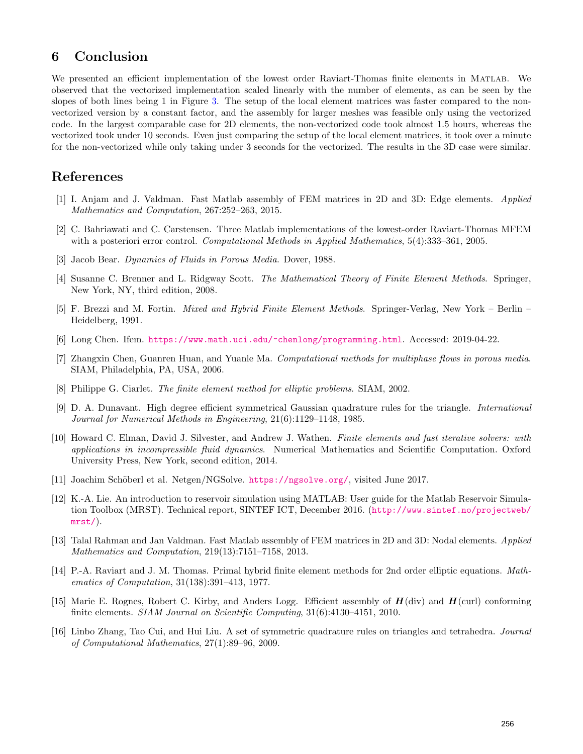## 6 Conclusion

We presented an efficient implementation of the lowest order Raviart-Thomas finite elements in Matlab. We observed that the vectorized implementation scaled linearly with the number of elements, as can be seen by the slopes of both lines being 1 in Figure 3. The setup of the local element matrices was faster compared to the non-vectorized version by a constant factor, and the assembly for larger meshes was feasible only using the vectorized code. In the largest comparable case for 2D elements, the non-vectorized code took almost 1.5 hours, whereas the vectorized took under 10 seconds. Even just comparing the setup of the local element matrices, it took over a minute for the non-vectorized while only taking under 3 seconds for the vectorized. The results in the 3D case were similar.

## References

[1] I. Anjam and J. Valdman. Fast Matlab assembly of FEM matrices in 2D and 3D: Edge elements. *Applied Mathematics and Computation*, 267:252–263, 2015.

[2] C. Bahriawati and C. Carstensen. Three Matlab implementations of the lowest-order Raviart-Thomas MFEM with a posteriori error control. *Computational Methods in Applied Mathematics*, 5(4):333–361, 2005.

[3] Jacob Bear. *Dynamics of Fluids in Porous Media*. Dover, 1988.

[4] Susanne C. Brenner and L. Ridgway Scott. *The Mathematical Theory of Finite Element Methods*. Springer, New York, NY, third edition, 2008.

[5] F. Brezzi and M. Fortin. *Mixed and Hybrid Finite Element Methods*. Springer-Verlag, New York – Berlin – Heidelberg, 1991.

[6] Long Chen. Ifem. https://www.math.uci.edu/~chenlong/programming.html. Accessed: 2019-04-22.

[7] Zhangxin Chen, Guanren Huan, and Yuanle Ma. *Computational methods for multiphase flows in porous media*. SIAM, Philadelphia, PA, USA, 2006.

[8] Philippe G. Ciarlet. *The finite element method for elliptic problems*. SIAM, 2002.

[9] D. A. Dunavant. High degree efficient symmetrical Gaussian quadrature rules for the triangle. *International Journal for Numerical Methods in Engineering*, 21(6):1129–1148, 1985.

[10] Howard C. Elman, David J. Silvester, and Andrew J. Wathen. *Finite elements and fast iterative solvers: with applications in incompressible fluid dynamics*. Numerical Mathematics and Scientific Computation. Oxford University Press, New York, second edition, 2014.

[11] Joachim Schöberl et al. Netgen/NGSolve. https://ngsolve.org/, visited June 2017.

[12] K.-A. Lie. An introduction to reservoir simulation using MATLAB: User guide for the Matlab Reservoir Simulation Toolbox (MRST). Technical report, SINTEF ICT, December 2016. (http://www.sintef.no/projectweb/mrst/).

[13] Talal Rahman and Jan Valdman. Fast Matlab assembly of FEM matrices in 2D and 3D: Nodal elements. *Applied Mathematics and Computation*, 219(13):7151–7158, 2013.

[14] P.-A. Raviart and J. M. Thomas. Primal hybrid finite element methods for 2nd order elliptic equations. *Mathematics of Computation*, 31(138):391–413, 1977.

[15] Marie E. Rognes, Robert C. Kirby, and Anders Logg. Efficient assembly of $\boldsymbol{H}(\mathrm{div})$ and $\boldsymbol{H}(\mathrm{curl})$ conforming finite elements. *SIAM Journal on Scientific Computing*, 31(6):4130–4151, 2010.

[16] Linbo Zhang, Tao Cui, and Hui Liu. A set of symmetric quadrature rules on triangles and tetrahedra. *Journal of Computational Mathematics*, 27(1):89–96, 2009.